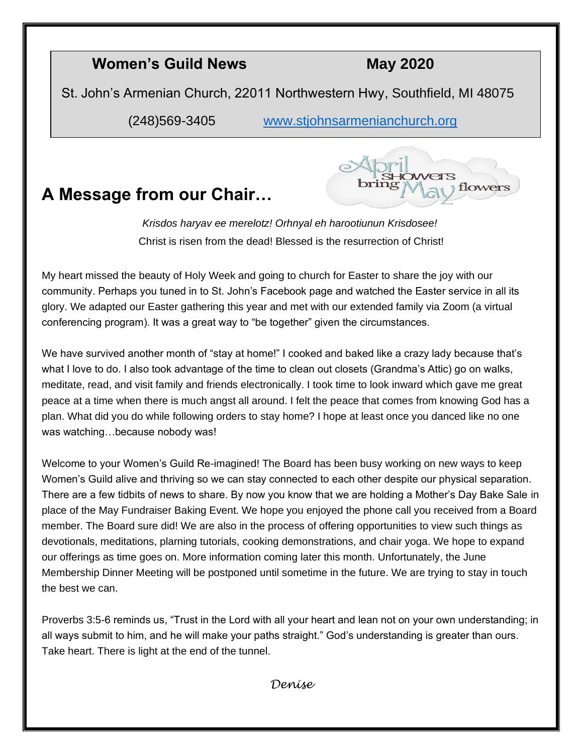**Women's Guild News** **May 2020**

St. John's Armenian Church, 22011 Northwestern Hwy, Southfield, MI 48075

(248)569-3405 www.stjohnsarmenianchurch.org

April SHOWERS bring May flowers

## A Message from our Chair…

*Krisdos haryav ee merelotz! Orhnyal eh harootiunun Krisdosee!*

Christ is risen from the dead! Blessed is the resurrection of Christ!

My heart missed the beauty of Holy Week and going to church for Easter to share the joy with our community. Perhaps you tuned in to St. John's Facebook page and watched the Easter service in all its glory. We adapted our Easter gathering this year and met with our extended family via Zoom (a virtual conferencing program). It was a great way to "be together" given the circumstances.

We have survived another month of "stay at home!" I cooked and baked like a crazy lady because that's what I love to do. I also took advantage of the time to clean out closets (Grandma's Attic) go on walks, meditate, read, and visit family and friends electronically. I took time to look inward which gave me great peace at a time when there is much angst all around. I felt the peace that comes from knowing God has a plan. What did you do while following orders to stay home? I hope at least once you danced like no one was watching…because nobody was!

Welcome to your Women's Guild Re-imagined! The Board has been busy working on new ways to keep Women's Guild alive and thriving so we can stay connected to each other despite our physical separation. There are a few tidbits of news to share. By now you know that we are holding a Mother's Day Bake Sale in place of the May Fundraiser Baking Event. We hope you enjoyed the phone call you received from a Board member. The Board sure did! We are also in the process of offering opportunities to view such things as devotionals, meditations, planning tutorials, cooking demonstrations, and chair yoga. We hope to expand our offerings as time goes on. More information coming later this month. Unfortunately, the June Membership Dinner Meeting will be postponed until sometime in the future. We are trying to stay in touch the best we can.

Proverbs 3:5-6 reminds us, "Trust in the Lord with all your heart and lean not on your own understanding; in all ways submit to him, and he will make your paths straight." God's understanding is greater than ours. Take heart. There is light at the end of the tunnel.

*Denise*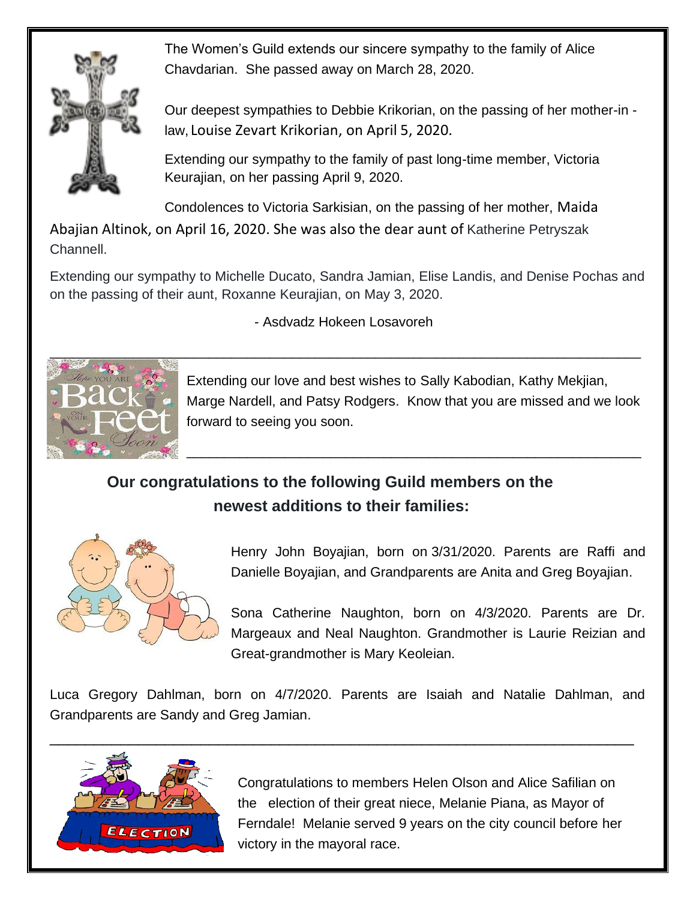The Women's Guild extends our sincere sympathy to the family of Alice Chavdarian. She passed away on March 28, 2020.

Our deepest sympathies to Debbie Krikorian, on the passing of her mother-in-law, Louise Zevart Krikorian, on April 5, 2020.

Extending our sympathy to the family of past long-time member, Victoria Keurajian, on her passing April 9, 2020.

Condolences to Victoria Sarkisian, on the passing of her mother, Maida Abajian Altinok, on April 16, 2020. She was also the dear aunt of Katherine Petryszak Channell.

Extending our sympathy to Michelle Ducato, Sandra Jamian, Elise Landis, and Denise Pochas and on the passing of their aunt, Roxanne Keurajian, on May 3, 2020.

- Asdvadz Hokeen Losavoreh

---

Extending our love and best wishes to Sally Kabodian, Kathy Mekjian, Marge Nardell, and Patsy Rodgers. Know that you are missed and we look forward to seeing you soon.

---

**Our congratulations to the following Guild members on the newest additions to their families:**

Henry John Boyajian, born on 3/31/2020. Parents are Raffi and Danielle Boyajian, and Grandparents are Anita and Greg Boyajian.

Sona Catherine Naughton, born on 4/3/2020. Parents are Dr. Margeaux and Neal Naughton. Grandmother is Laurie Reizian and Great-grandmother is Mary Keoleian.

Luca Gregory Dahlman, born on 4/7/2020. Parents are Isaiah and Natalie Dahlman, and Grandparents are Sandy and Greg Jamian.

---

Congratulations to members Helen Olson and Alice Safilian on the election of their great niece, Melanie Piana, as Mayor of Ferndale! Melanie served 9 years on the city council before her victory in the mayoral race.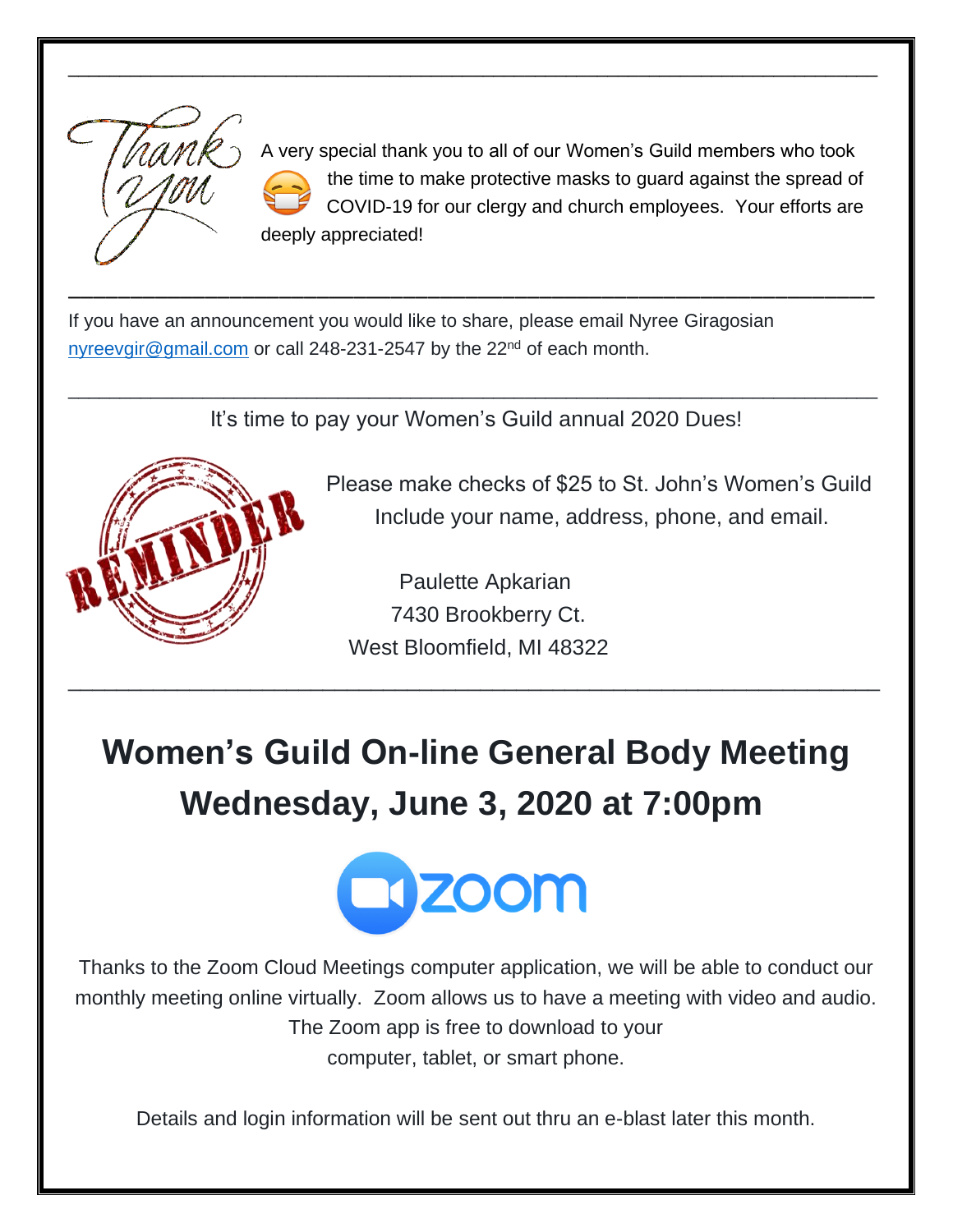A very special thank you to all of our Women's Guild members who took the time to make protective masks to guard against the spread of COVID-19 for our clergy and church employees. Your efforts are deeply appreciated!

---

If you have an announcement you would like to share, please email Nyree Giragosian nyreevgir@gmail.com or call 248-231-2547 by the 22nd of each month.

---

It's time to pay your Women's Guild annual 2020 Dues!

Please make checks of $25 to St. John's Women's Guild
Include your name, address, phone, and email.

Paulette Apkarian
7430 Brookberry Ct.
West Bloomfield, MI 48322

---

# Women's Guild On-line General Body Meeting
# Wednesday, June 3, 2020 at 7:00pm

Thanks to the Zoom Cloud Meetings computer application, we will be able to conduct our monthly meeting online virtually. Zoom allows us to have a meeting with video and audio. The Zoom app is free to download to your computer, tablet, or smart phone.

Details and login information will be sent out thru an e-blast later this month.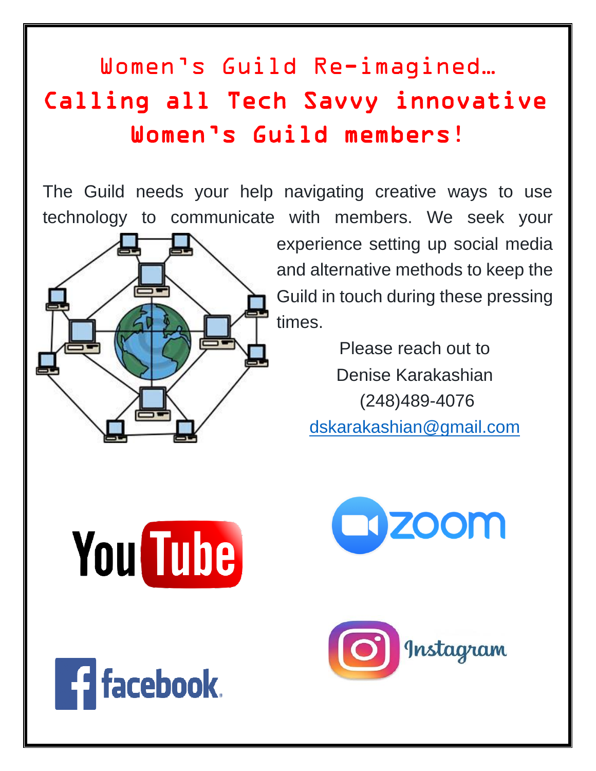# Women's Guild Re-imagined…
# Calling all Tech Savvy innovative Women's Guild members!

The Guild needs your help navigating creative ways to use technology to communicate with members. We seek your experience setting up social media and alternative methods to keep the Guild in touch during these pressing times.

Please reach out to
Denise Karakashian
(248)489-4076
dskarakashian@gmail.com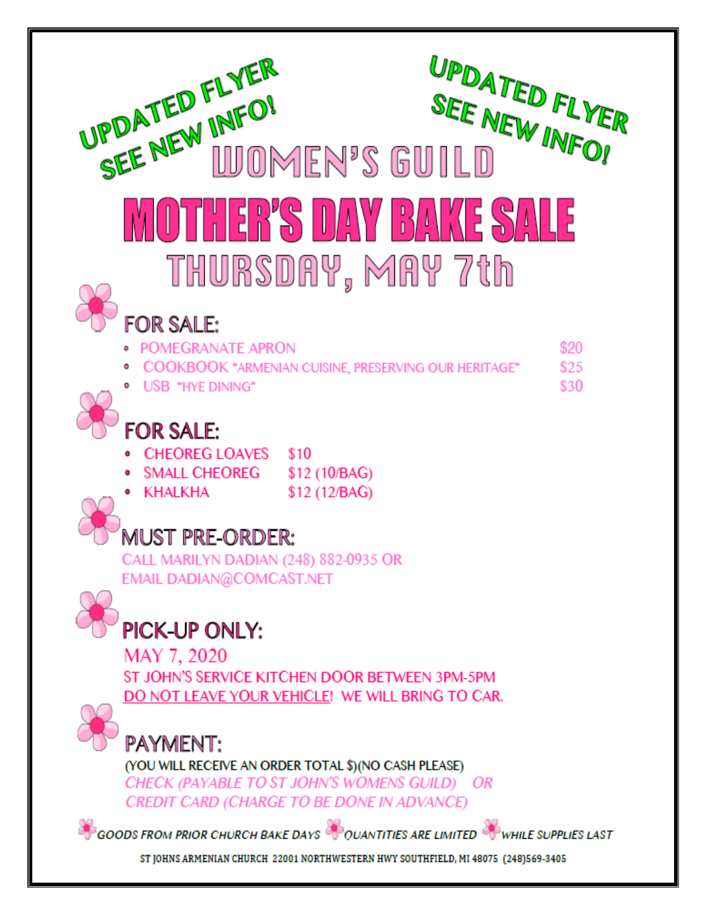UPDATED FLYER SEE NEW INFO!

UPDATED FLYER SEE NEW INFO!

# WOMEN'S GUILD

# MOTHER'S DAY BAKE SALE

## THURSDAY, MAY 7th

### FOR SALE:

- POMEGRANATE APRON $20
- COOKBOOK "ARMENIAN CUISINE, PRESERVING OUR HERITAGE" $25
- USB "HYE DINING" $30

### FOR SALE:

- CHEOREG LOAVES $10
- SMALL CHEOREG $12 (10/BAG)
- KHALKHA $12 (12/BAG)

### MUST PRE-ORDER:

CALL MARILYN DADIAN (248) 882-0935 OR
EMAIL DADIAN@COMCAST.NET

### PICK-UP ONLY:

MAY 7, 2020
ST JOHN'S SERVICE KITCHEN DOOR BETWEEN 3PM-5PM
DO NOT LEAVE YOUR VEHICLE! WE WILL BRING TO CAR.

### PAYMENT:

(YOU WILL RECEIVE AN ORDER TOTAL $)(NO CASH PLEASE)
*CHECK (PAYABLE TO ST JOHN'S WOMENS GUILD) OR*
*CREDIT CARD (CHARGE TO BE DONE IN ADVANCE)*

*GOODS FROM PRIOR CHURCH BAKE DAYS* *QUANTITIES ARE LIMITED* *WHILE SUPPLIES LAST*

ST JOHNS ARMENIAN CHURCH 22001 NORTHWESTERN HWY SOUTHFIELD, MI 48075 (248)569-3405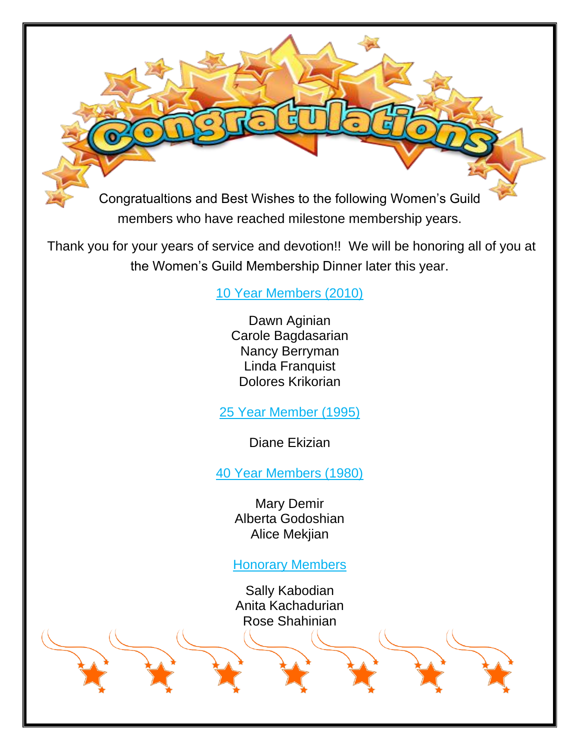# Congratulations

Congratualtions and Best Wishes to the following Women's Guild members who have reached milestone membership years.

Thank you for your years of service and devotion!! We will be honoring all of you at the Women's Guild Membership Dinner later this year.

## 10 Year Members (2010)

Dawn Aginian
Carole Bagdasarian
Nancy Berryman
Linda Franquist
Dolores Krikorian

## 25 Year Member (1995)

Diane Ekizian

## 40 Year Members (1980)

Mary Demir
Alberta Godoshian
Alice Mekjian

## Honorary Members

Sally Kabodian
Anita Kachadurian
Rose Shahinian